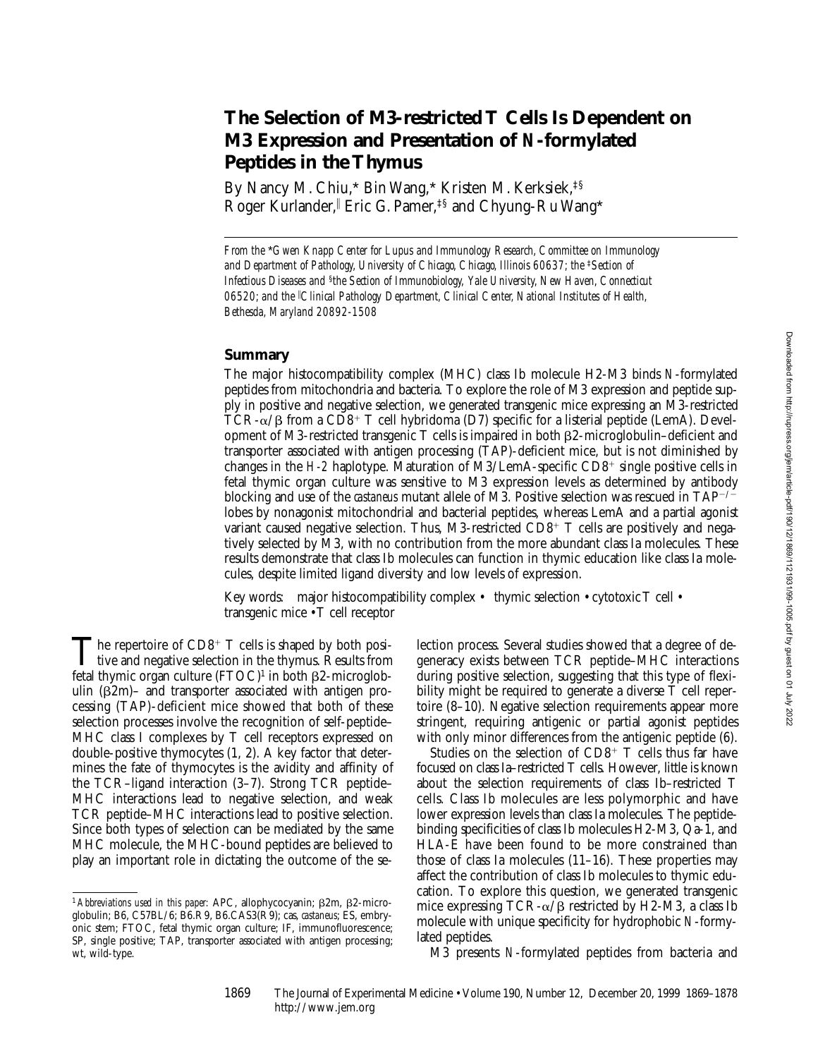# The Selection of M3-restricted T Cells Is Dependent on M3 Expression and Presentation of *N*-formylated Peptides in the Thymus

By Nancy M. Chiu,* Bin Wang,* Kristen M. Kerksiek,‡§ Roger Kurlander,‖ Eric G. Pamer,‡§ and Chyung-Ru Wang*

*From the \*Gwen Knapp Center for Lupus and Immunology Research, Committee on Immunology and Department of Pathology, University of Chicago, Chicago, Illinois 60637; the ‡Section of Infectious Diseases and §the Section of Immunobiology, Yale University, New Haven, Connecticut 06520; and the ‖Clinical Pathology Department, Clinical Center, National Institutes of Health, Bethesda, Maryland 20892-1508*

## Summary

The major histocompatibility complex (MHC) class Ib molecule H2-M3 binds *N*-formylated peptides from mitochondria and bacteria. To explore the role of M3 expression and peptide supply in positive and negative selection, we generated transgenic mice expressing an M3-restricted TCR-α/β from a $CD8^+$ T cell hybridoma (D7) specific for a listerial peptide (LemA). Development of M3-restricted transgenic T cells is impaired in both β2-microglobulin–deficient and transporter associated with antigen processing (TAP)-deficient mice, but is not diminished by changes in the *H-2* haplotype. Maturation of M3/LemA-specific $CD8^+$ single positive cells in fetal thymic organ culture was sensitive to M3 expression levels as determined by antibody blocking and use of the *castaneus* mutant allele of M3. Positive selection was rescued in $TAP^{-/-}$ lobes by nonagonist mitochondrial and bacterial peptides, whereas LemA and a partial agonist variant caused negative selection. Thus, M3-restricted $CD8^+$ T cells are positively and negatively selected by M3, with no contribution from the more abundant class Ia molecules. These results demonstrate that class Ib molecules can function in thymic education like class Ia molecules, despite limited ligand diversity and low levels of expression.

Key words: major histocompatibility complex • thymic selection • cytotoxic T cell • transgenic mice • T cell receptor

The repertoire of $CD8^+$ T cells is shaped by both positive and negative selection in the thymus. Results from fetal thymic organ culture (FTOC)[1] in both β2-microglobulin (β2m)– and transporter associated with antigen processing (TAP)-deficient mice showed that both of these selection processes involve the recognition of self-peptide–MHC class I complexes by T cell receptors expressed on double-positive thymocytes (1, 2). A key factor that determines the fate of thymocytes is the avidity and affinity of the TCR–ligand interaction (3–7). Strong TCR peptide–MHC interactions lead to negative selection, and weak TCR peptide–MHC interactions lead to positive selection. Since both types of selection can be mediated by the same MHC molecule, the MHC-bound peptides are believed to play an important role in dictating the outcome of the selection process. Several studies showed that a degree of degeneracy exists between TCR peptide–MHC interactions during positive selection, suggesting that this type of flexibility might be required to generate a diverse T cell repertoire (8–10). Negative selection requirements appear more stringent, requiring antigenic or partial agonist peptides with only minor differences from the antigenic peptide (6).

Studies on the selection of $CD8^+$ T cells thus far have focused on class Ia–restricted T cells. However, little is known about the selection requirements of class Ib–restricted T cells. Class Ib molecules are less polymorphic and have lower expression levels than class Ia molecules. The peptide-binding specificities of class Ib molecules H2-M3, Qa-1, and HLA-E have been found to be more constrained than those of class Ia molecules (11–16). These properties may affect the contribution of class Ib molecules to thymic education. To explore this question, we generated transgenic mice expressing TCR-α/β restricted by H2-M3, a class Ib molecule with unique specificity for hydrophobic *N*-formylated peptides.

M3 presents *N*-formylated peptides from bacteria and

[1] *Abbreviations used in this paper:* APC, allophycocyanin; β2m, β2-microglobulin; B6, C57BL/6; B6.R9, B6.CAS3(R9); cas, *castaneus*; ES, embryonic stem; FTOC, fetal thymic organ culture; IF, immunofluorescence; SP, single positive; TAP, transporter associated with antigen processing; wt, wild-type.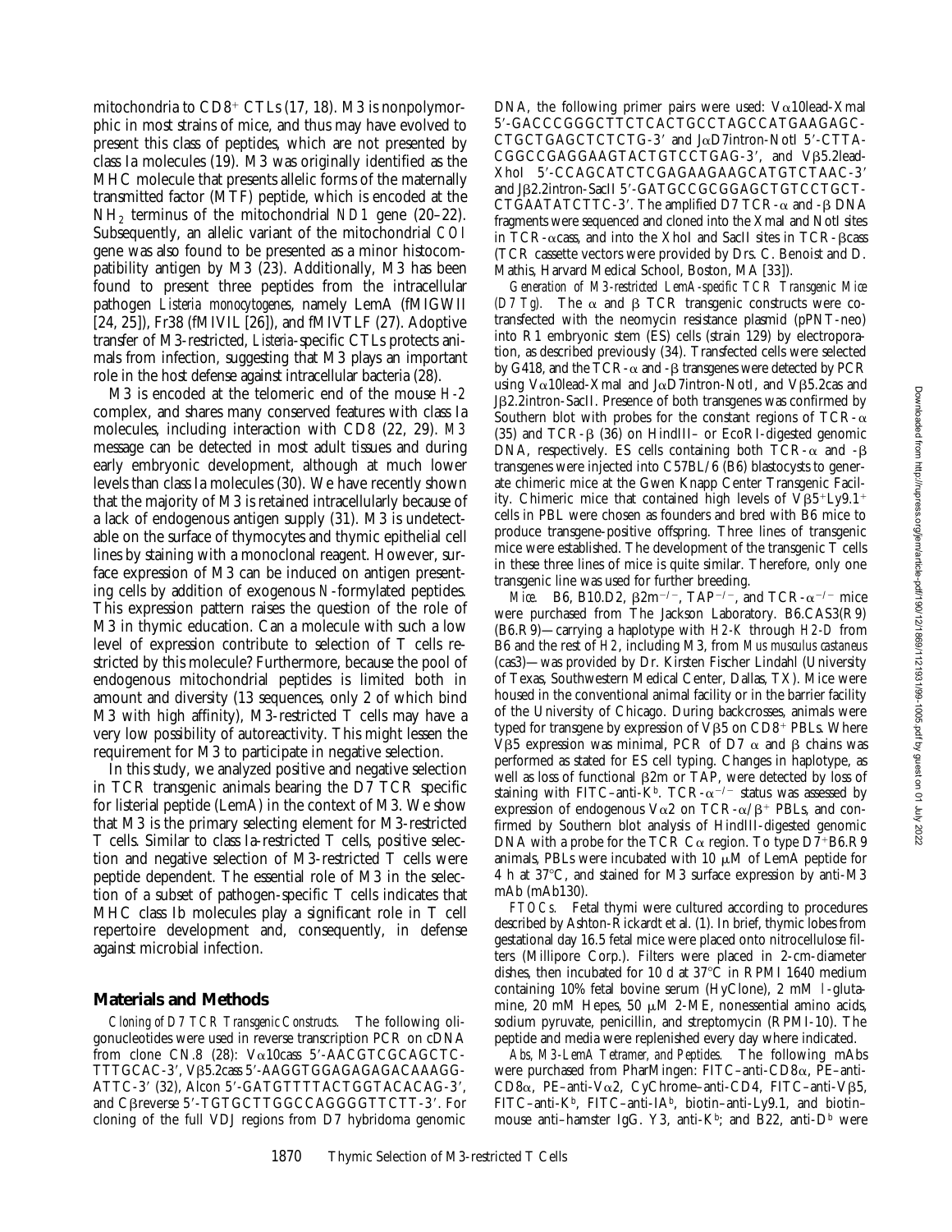mitochondria to CD8+ CTLs (17, 18). M3 is nonpolymorphic in most strains of mice, and thus may have evolved to present this class of peptides, which are not presented by class Ia molecules (19). M3 was originally identified as the MHC molecule that presents allelic forms of the maternally transmitted factor (MTF) peptide, which is encoded at the $NH_2$ terminus of the mitochondrial *ND1* gene (20–22). Subsequently, an allelic variant of the mitochondrial *COI* gene was also found to be presented as a minor histocompatibility antigen by M3 (23). Additionally, M3 has been found to present three peptides from the intracellular pathogen *Listeria monocytogenes*, namely LemA (fMIGWII [24, 25]), Fr38 (fMIVIL [26]), and fMIVTFL (27). Adoptive transfer of M3-restricted, *Listeria*-specific CTLs protects animals from infection, suggesting that M3 plays an important role in the host defense against intracellular bacteria (28).

M3 is encoded at the telomeric end of the mouse *H-2* complex, and shares many conserved features with class Ia molecules, including interaction with CD8 (22, 29). *M3* message can be detected in most adult tissues and during early embryonic development, although at much lower levels than class Ia molecules (30). We have recently shown that the majority of M3 is retained intracellularly because of a lack of endogenous antigen supply (31). M3 is undetectable on the surface of thymocytes and thymic epithelial cell lines by staining with a monoclonal reagent. However, surface expression of M3 can be induced on antigen presenting cells by addition of exogenous *N*-formylated peptides. This expression pattern raises the question of the role of M3 in thymic education. Can a molecule with such a low level of expression contribute to selection of T cells restricted by this molecule? Furthermore, because the pool of endogenous mitochondrial peptides is limited both in amount and diversity (13 sequences, only 2 of which bind M3 with high affinity), M3-restricted T cells may have a very low possibility of autoreactivity. This might lessen the requirement for M3 to participate in negative selection.

In this study, we analyzed positive and negative selection in TCR transgenic animals bearing the D7 TCR specific for listerial peptide (LemA) in the context of M3. We show that M3 is the primary selecting element for M3-restricted T cells. Similar to class Ia-restricted T cells, positive selection and negative selection of M3-restricted T cells were peptide dependent. The essential role of M3 in the selection of a subset of pathogen-specific T cells indicates that MHC class Ib molecules play a significant role in T cell repertoire development and, consequently, in defense against microbial infection.

## Materials and Methods

*Cloning of D7 TCR Transgenic Constructs.* The following oligonucleotides were used in reverse transcription PCR on cDNA from clone CN.8 (28): Vα10cass 5′-AACGTCGCAGCTCTTTGCAC-3′, Vβ5.2cass 5′-AAGGTGGAGAGAGACAAAGGATTC-3′ (32), Alcon 5′-GATGTTTTACTGGTACACAG-3′, and Cβreverse 5′-TGTGCTTGGCCAGGGGTTCTT-3′. For cloning of the full VDJ regions from D7 hybridoma genomic DNA, the following primer pairs were used: Vα10lead-XmaI 5′-GACCCGGGCTTCTCACTGCCTAGCCATGAAGAGCCTGCTGAGCTCTCTG-3′ and JαD7intron-NotI 5′-CTTACGGCCGAGGAAGTACTGTCCTGAG-3′, and Vβ5.2lead-XhoI 5′-CCAGCATCTCGAGAAGAAGCATGTCTAAC-3′ and Jβ2.2intron-SacII 5′-GATGCCGCGGAGCTGTCCTGCTCTGAATATCTTC-3′. The amplified D7 TCR-α and -β DNA fragments were sequenced and cloned into the XmaI and NotI sites in TCR-αcass, and into the XhoI and SacII sites in TCR-βcass (TCR cassette vectors were provided by Drs. C. Benoist and D. Mathis, Harvard Medical School, Boston, MA [33]).

*Generation of M3-restricted LemA-specific TCR Transgenic Mice (D7 Tg).* The α and β TCR transgenic constructs were cotransfected with the neomycin resistance plasmid (pPNT-neo) into R1 embryonic stem (ES) cells (strain 129) by electroporation, as described previously (34). Transfected cells were selected by G418, and the TCR-α and -β transgenes were detected by PCR using Vα10lead-XmaI and JαD7intron-NotI, and Vβ5.2cas and Jβ2.2intron-SacII. Presence of both transgenes was confirmed by Southern blot with probes for the constant regions of TCR-α (35) and TCR-β (36) on HindIII– or EcoRI-digested genomic DNA, respectively. ES cells containing both TCR-α and -β transgenes were injected into C57BL/6 (B6) blastocysts to generate chimeric mice at the Gwen Knapp Center Transgenic Facility. Chimeric mice that contained high levels of Vβ5+Ly9.1+ cells in PBL were chosen as founders and bred with B6 mice to produce transgene-positive offspring. Three lines of transgenic mice were established. The development of the transgenic T cells in these three lines of mice is quite similar. Therefore, only one transgenic line was used for further breeding.

*Mice.* B6, B10.D2, β2m−/−, TAP−/−, and TCR-α−/− mice were purchased from The Jackson Laboratory. B6.CAS3(R9) (B6.R9)—carrying a haplotype with *H2-K* through *H2-D* from B6 and the rest of *H2*, including M3, from *Mus musculus castaneus* (cas3)—was provided by Dr. Kirsten Fischer Lindahl (University of Texas, Southwestern Medical Center, Dallas, TX). Mice were housed in the conventional animal facility or in the barrier facility of the University of Chicago. During backcrosses, animals were typed for transgene by expression of Vβ5 on CD8+ PBLs. Where Vβ5 expression was minimal, PCR of D7 α and β chains was performed as stated for ES cell typing. Changes in haplotype, as well as loss of functional β2m or TAP, were detected by loss of staining with FITC–anti-K^b. TCR-α−/− status was assessed by expression of endogenous Vα2 on TCR-α/β+ PBLs, and confirmed by Southern blot analysis of HindIII-digested genomic DNA with a probe for the TCR Cα region. To type D7+B6.R9 animals, PBLs were incubated with 10 μM of LemA peptide for 4 h at 37°C, and stained for M3 surface expression by anti-M3 mAb (mAb130).

*FTOCs.* Fetal thymi were cultured according to procedures described by Ashton-Rickardt et al. (1). In brief, thymic lobes from gestational day 16.5 fetal mice were placed onto nitrocellulose filters (Millipore Corp.). Filters were placed in 2-cm-diameter dishes, then incubated for 10 d at 37°C in RPMI 1640 medium containing 10% fetal bovine serum (HyClone), 2 mM L-glutamine, 20 mM Hepes, 50 μM 2-ME, nonessential amino acids, sodium pyruvate, penicillin, and streptomycin (RPMI-10). The peptide and media were replenished every day where indicated.

*Abs, M3-LemA Tetramer, and Peptides.* The following mAbs were purchased from PharMingen: FITC–anti-CD8α, PE–anti-CD8α, PE–anti-Vα2, CyChrome–anti-CD4, FITC–anti-Vβ5, FITC–anti-K^b, FITC–anti-IA^b, biotin–anti-Ly9.1, and biotin–mouse anti–hamster IgG. Y3, anti-K^b; and B22, anti-D^b were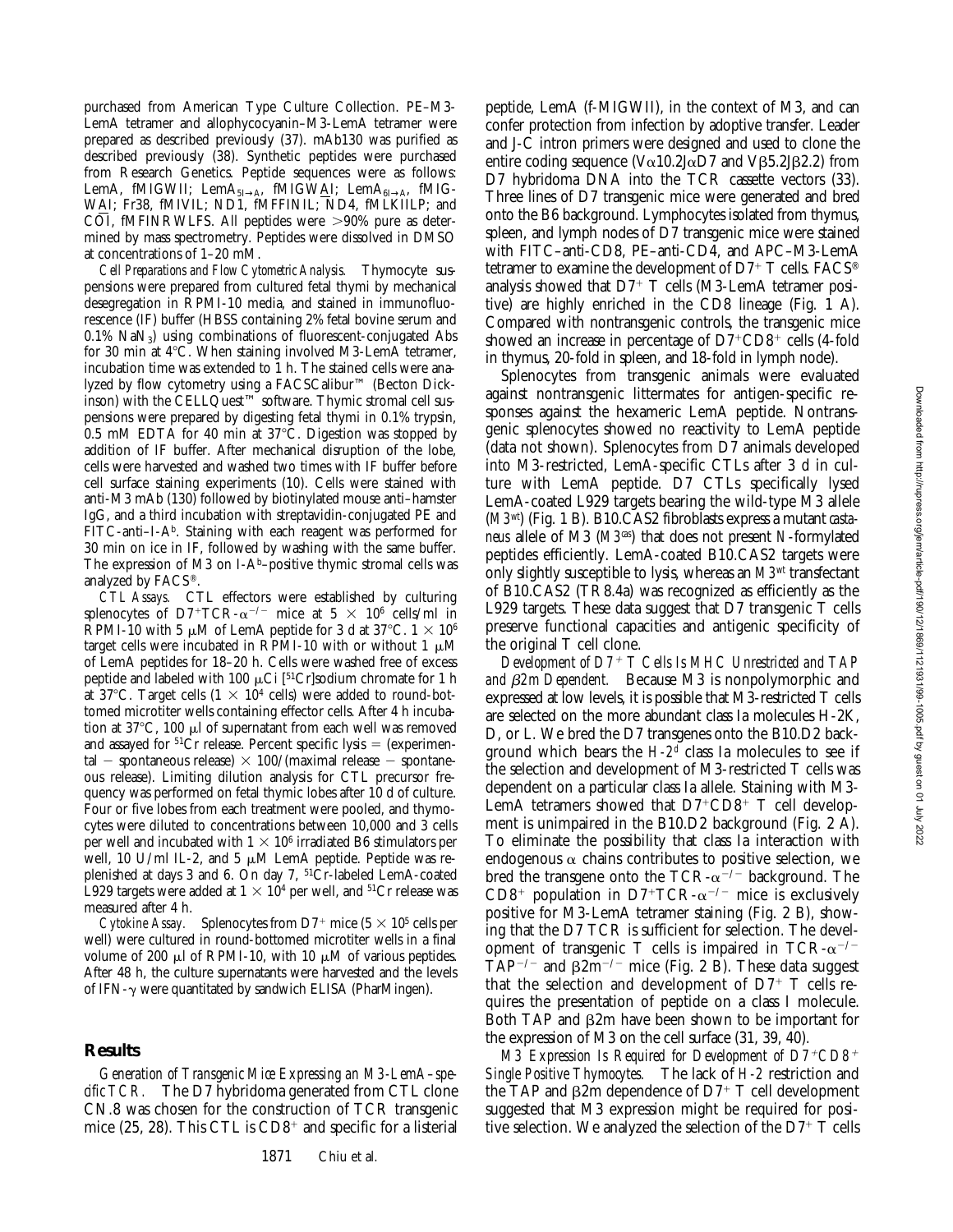purchased from American Type Culture Collection. PE–M3-LemA tetramer and allophycocyanin–M3-LemA tetramer were prepared as described previously (37). mAb130 was purified as described previously (38). Synthetic peptides were purchased from Research Genetics. Peptide sequences were as follows: LemA, fMIGWII; $LemA_{5I\rightarrow A}$, fMIGWAI; $LemA_{6I\rightarrow A}$, fMIGWAI; Fr38, fMIVIL; ND1, fMFFINIL; ND4, fMLKIILP; and COI, fMFINRWLFS. All peptides were >90% pure as determined by mass spectrometry. Peptides were dissolved in DMSO at concentrations of 1–20 mM.

*Cell Preparations and Flow Cytometric Analysis.* Thymocyte suspensions were prepared from cultured fetal thymi by mechanical desegregation in RPMI-10 media, and stained in immunofluorescence (IF) buffer (HBSS containing 2% fetal bovine serum and 0.1% $NaN_3$) using combinations of fluorescent-conjugated Abs for 30 min at 4°C. When staining involved M3-LemA tetramer, incubation time was extended to 1 h. The stained cells were analyzed by flow cytometry using a FACSCalibur™ (Becton Dickinson) with the CELLQuest™ software. Thymic stromal cell suspensions were prepared by digesting fetal thymi in 0.1% trypsin, 0.5 mM EDTA for 40 min at 37°C. Digestion was stopped by addition of IF buffer. After mechanical disruption of the lobe, cells were harvested and washed two times with IF buffer before cell surface staining experiments (10). Cells were stained with anti-M3 mAb (130) followed by biotinylated mouse anti–hamster IgG, and a third incubation with streptavidin-conjugated PE and FITC-anti–I-$A^b$. Staining with each reagent was performed for 30 min on ice in IF, followed by washing with the same buffer. The expression of M3 on I-$A^b$–positive thymic stromal cells was analyzed by FACS®.

*CTL Assays.* CTL effectors were established by culturing splenocytes of $D7^+TCR\text{-}\alpha^{-/-}$ mice at $5 \times 10^6$ cells/ml in RPMI-10 with 5 μM of LemA peptide for 3 d at 37°C. $1 \times 10^6$ target cells were incubated in RPMI-10 with or without 1 μM of LemA peptides for 18–20 h. Cells were washed free of excess peptide and labeled with 100 μCi [$^{51}$Cr]sodium chromate for 1 h at 37°C. Target cells ($1 \times 10^4$ cells) were added to round-bottomed microtiter wells containing effector cells. After 4 h incubation at 37°C, 100 μl of supernatant from each well was removed and assayed for $^{51}$Cr release. Percent specific lysis = (experimental − spontaneous release) × 100/(maximal release − spontaneous release). Limiting dilution analysis for CTL precursor frequency was performed on fetal thymic lobes after 10 d of culture. Four or five lobes from each treatment were pooled, and thymocytes were diluted to concentrations between 10,000 and 3 cells per well and incubated with $1 \times 10^6$ irradiated B6 stimulators per well, 10 U/ml IL-2, and 5 μM LemA peptide. Peptide was replenished at days 3 and 6. On day 7, $^{51}$Cr-labeled LemA-coated L929 targets were added at $1 \times 10^4$ per well, and $^{51}$Cr release was measured after 4 h.

*Cytokine Assay.* Splenocytes from $D7^+$ mice ($5 \times 10^5$ cells per well) were cultured in round-bottomed microtiter wells in a final volume of 200 μl of RPMI-10, with 10 μM of various peptides. After 48 h, the culture supernatants were harvested and the levels of IFN-γ were quantitated by sandwich ELISA (PharMingen).

## Results

*Generation of Transgenic Mice Expressing an M3-LemA–specific TCR.* The D7 hybridoma generated from CTL clone CN.8 was chosen for the construction of TCR transgenic mice (25, 28). This CTL is $CD8^+$ and specific for a listerial peptide, LemA (f-MIGWII), in the context of M3, and can confer protection from infection by adoptive transfer. Leader and J-C intron primers were designed and used to clone the entire coding sequence (Vα10.2JαD7 and Vβ5.2Jβ2.2) from D7 hybridoma DNA into the TCR cassette vectors (33). Three lines of D7 transgenic mice were generated and bred onto the B6 background. Lymphocytes isolated from thymus, spleen, and lymph nodes of D7 transgenic mice were stained with FITC–anti-CD8, PE–anti-CD4, and APC–M3-LemA tetramer to examine the development of $D7^+$ T cells. FACS® analysis showed that $D7^+$ T cells (M3-LemA tetramer positive) are highly enriched in the CD8 lineage (Fig. 1 A). Compared with nontransgenic controls, the transgenic mice showed an increase in percentage of $D7^+CD8^+$ cells (4-fold in thymus, 20-fold in spleen, and 18-fold in lymph node).

Splenocytes from transgenic animals were evaluated against nontransgenic littermates for antigen-specific responses against the hexameric LemA peptide. Nontransgenic splenocytes showed no reactivity to LemA peptide (data not shown). Splenocytes from D7 animals developed into M3-restricted, LemA-specific CTLs after 3 d in culture with LemA peptide. D7 CTLs specifically lysed LemA-coated L929 targets bearing the wild-type M3 allele (*M3$^{wt}$*) (Fig. 1 B). B10.CAS2 fibroblasts express a mutant *castaneus* allele of M3 (*M3$^{cas}$*) that does not present *N*-formylated peptides efficiently. LemA-coated B10.CAS2 targets were only slightly susceptible to lysis, whereas an *M3$^{wt}$* transfectant of B10.CAS2 (TR8.4a) was recognized as efficiently as the L929 targets. These data suggest that D7 transgenic T cells preserve functional capacities and antigenic specificity of the original T cell clone.

*Development of $D7^+$ T Cells Is MHC Unrestricted and TAP and β2m Dependent.* Because M3 is nonpolymorphic and expressed at low levels, it is possible that M3-restricted T cells are selected on the more abundant class Ia molecules H-2K, D, or L. We bred the D7 transgenes onto the B10.D2 background which bears the *H-2$^d$* class Ia molecules to see if the selection and development of M3-restricted T cells was dependent on a particular class Ia allele. Staining with M3-LemA tetramers showed that $D7^+CD8^+$ T cell development is unimpaired in the B10.D2 background (Fig. 2 A). To eliminate the possibility that class Ia interaction with endogenous α chains contributes to positive selection, we bred the transgene onto the $TCR\text{-}\alpha^{-/-}$ background. The $CD8^+$ population in $D7^+TCR\text{-}\alpha^{-/-}$ mice is exclusively positive for M3-LemA tetramer staining (Fig. 2 B), showing that the D7 TCR is sufficient for selection. The development of transgenic T cells is impaired in $TCR\text{-}\alpha^{-/-}$ $TAP^{-/-}$ and $\beta2m^{-/-}$ mice (Fig. 2 B). These data suggest that the selection and development of $D7^+$ T cells requires the presentation of peptide on a class I molecule. Both TAP and β2m have been shown to be important for the expression of M3 on the cell surface (31, 39, 40).

*M3 Expression Is Required for Development of $D7^+CD8^+$ Single Positive Thymocytes.* The lack of *H-2* restriction and the TAP and β2m dependence of $D7^+$ T cell development suggested that M3 expression might be required for positive selection. We analyzed the selection of the $D7^+$ T cells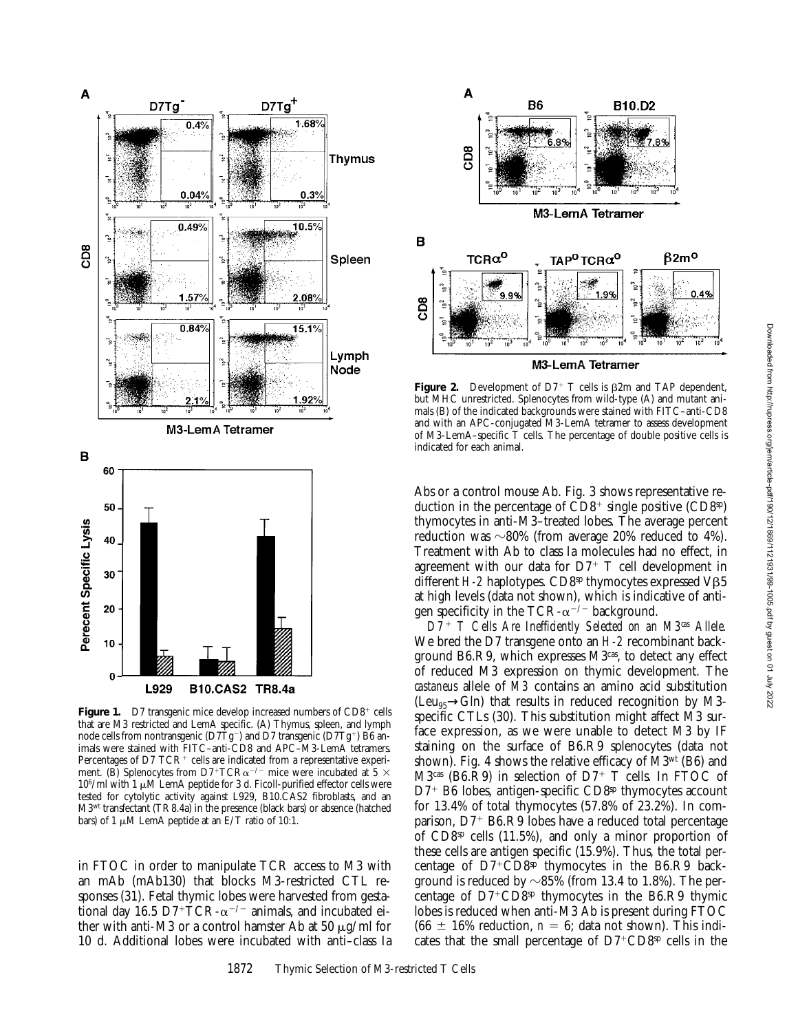**Figure 1.** D7 transgenic mice develop increased numbers of $CD8^+$ cells that are M3 restricted and LemA specific. (A) Thymus, spleen, and lymph node cells from nontransgenic ($D7Tg^-$) and D7 transgenic ($D7Tg^+$) B6 animals were stained with FITC–anti-CD8 and APC–M3-LemA tetramers. Percentages of D7 $TCR^+$ cells are indicated from a representative experiment. (B) Splenocytes from $D7^+TCR\alpha^{-/-}$ mice were incubated at $5 \times 10^6$/ml with 1 μM LemA peptide for 3 d. Ficoll-purified effector cells were tested for cytolytic activity against L929, B10.CAS2 fibroblasts, and an $M3^{wt}$ transfectant (TR8.4a) in the presence (black bars) or absence (hatched bars) of 1 μM LemA peptide at an E/T ratio of 10:1.

**Figure 2.** Development of $D7^+$ T cells is β2m and TAP dependent, but MHC unrestricted. Splenocytes from wild-type (A) and mutant animals (B) of the indicated backgrounds were stained with FITC–anti-CD8 and with an APC-conjugated M3-LemA tetramer to assess development of M3-LemA–specific T cells. The percentage of double positive cells is indicated for each animal.

in FTOC in order to manipulate TCR access to M3 with an mAb (mAb130) that blocks M3-restricted CTL responses (31). Fetal thymic lobes were harvested from gestational day 16.5 $D7^+TCR\text{-}\alpha^{-/-}$ animals, and incubated either with anti-M3 or a control hamster Ab at 50 μg/ml for 10 d. Additional lobes were incubated with anti–class Ia Abs or a control mouse Ab. Fig. 3 shows representative reduction in the percentage of $CD8^+$ single positive ($CD8^{sp}$) thymocytes in anti-M3–treated lobes. The average percent reduction was ~80% (from average 20% reduced to 4%). Treatment with Ab to class Ia molecules had no effect, in agreement with our data for $D7^+$ T cell development in different *H-2* haplotypes. $CD8^{sp}$ thymocytes expressed Vβ5 at high levels (data not shown), which is indicative of antigen specificity in the $TCR\text{-}\alpha^{-/-}$ background.

*$D7^+$ T Cells Are Inefficiently Selected on an $M3^{cas}$ Allele.* We bred the D7 transgene onto an *H-2* recombinant background B6.R9, which expresses $M3^{cas}$, to detect any effect of reduced M3 expression on thymic development. The *castaneus* allele of *M3* contains an amino acid substitution ($Leu_{95}$→Gln) that results in reduced recognition by M3-specific CTLs (30). This substitution might affect M3 surface expression, as we were unable to detect M3 by IF staining on the surface of B6.R9 splenocytes (data not shown). Fig. 4 shows the relative efficacy of $M3^{wt}$ (B6) and $M3^{cas}$ (B6.R9) in selection of $D7^+$ T cells. In FTOC of $D7^+$ B6 lobes, antigen-specific $CD8^{sp}$ thymocytes account for 13.4% of total thymocytes (57.8% of 23.2%). In comparison, $D7^+$ B6.R9 lobes have a reduced total percentage of $CD8^{sp}$ cells (11.5%), and only a minor proportion of these cells are antigen specific (15.9%). Thus, the total percentage of $D7^+CD8^{sp}$ thymocytes in the B6.R9 background is reduced by ~85% (from 13.4 to 1.8%). The percentage of $D7^+CD8^{sp}$ thymocytes in the B6.R9 thymic lobes is reduced when anti-M3 Ab is present during FTOC (66 ± 16% reduction, $n = 6$; data not shown). This indicates that the small percentage of $D7^+CD8^{sp}$ cells in the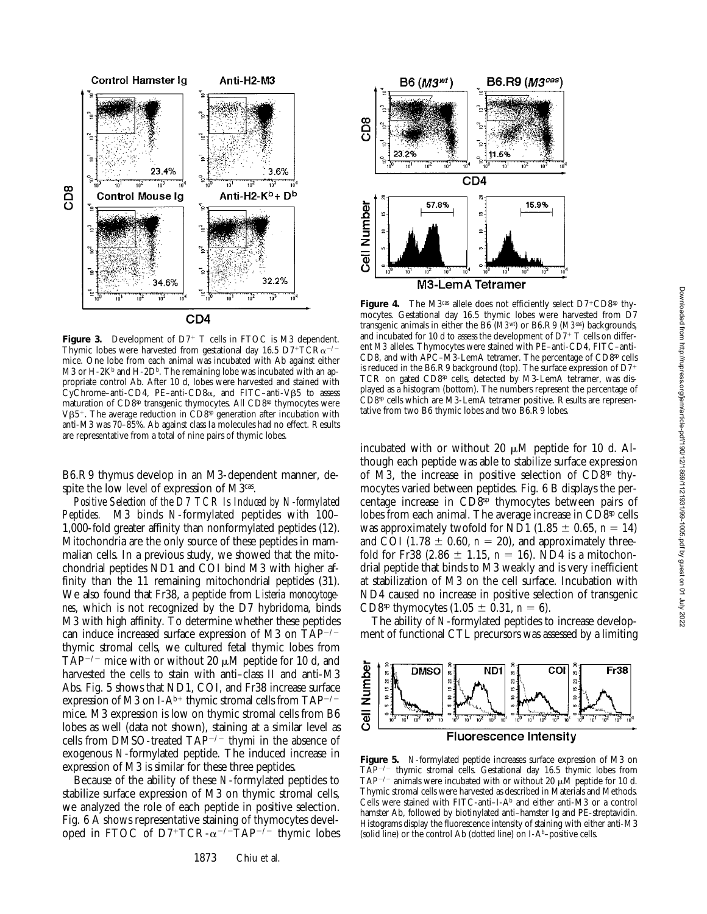**Figure 3.** Development of D7[+] T cells in FTOC is M3 dependent. Thymic lobes were harvested from gestational day 16.5 D7[+]TCRα[−/−] mice. One lobe from each animal was incubated with Ab against either M3 or H-2K[b] and H-2D[b]. The remaining lobe was incubated with an appropriate control Ab. After 10 d, lobes were harvested and stained with CyChrome–anti-CD4, PE–anti-CD8α, and FITC–anti-Vβ5 to assess maturation of CD8[sp] transgenic thymocytes. All CD8[sp] thymocytes were Vβ5[+]. The average reduction in CD8[sp] generation after incubation with anti-M3 was 70–85%. Ab against class Ia molecules had no effect. Results are representative from a total of nine pairs of thymic lobes.

B6.R9 thymus develop in an M3-dependent manner, despite the low level of expression of M3[cas].

*Positive Selection of the D7 TCR Is Induced by N-formylated Peptides.* M3 binds *N*-formylated peptides with 100–1,000-fold greater affinity than nonformylated peptides (12). Mitochondria are the only source of these peptides in mammalian cells. In a previous study, we showed that the mitochondrial peptides ND1 and COI bind M3 with higher affinity than the 11 remaining mitochondrial peptides (31). We also found that Fr38, a peptide from *Listeria monocytogenes*, which is not recognized by the D7 hybridoma, binds M3 with high affinity. To determine whether these peptides can induce increased surface expression of M3 on TAP[−/−] thymic stromal cells, we cultured fetal thymic lobes from TAP[−/−] mice with or without 20 μM peptide for 10 d, and harvested the cells to stain with anti–class II and anti-M3 Abs. Fig. 5 shows that ND1, COI, and Fr38 increase surface expression of M3 on I-A[b+] thymic stromal cells from TAP[−/−] mice. M3 expression is low on thymic stromal cells from B6 lobes as well (data not shown), staining at a similar level as cells from DMSO-treated TAP[−/−] thymi in the absence of exogenous *N*-formylated peptide. The induced increase in expression of M3 is similar for these three peptides.

Because of the ability of these *N*-formylated peptides to stabilize surface expression of M3 on thymic stromal cells, we analyzed the role of each peptide in positive selection. Fig. 6 A shows representative staining of thymocytes developed in FTOC of D7[+]TCR-α[−/−]TAP[−/−] thymic lobes incubated with or without 20 μM peptide for 10 d. Although each peptide was able to stabilize surface expression of M3, the increase in positive selection of CD8[sp] thymocytes varied between peptides. Fig. 6 B displays the percentage increase in CD8[sp] thymocytes between pairs of lobes from each animal. The average increase in CD8[sp] cells was approximately twofold for ND1 (1.85 ± 0.65, $n = 14$) and COI (1.78 ± 0.60, $n = 20$), and approximately threefold for Fr38 (2.86 ± 1.15, $n = 16$). ND4 is a mitochondrial peptide that binds to M3 weakly and is very inefficient at stabilization of M3 on the cell surface. Incubation with ND4 caused no increase in positive selection of transgenic CD8[sp] thymocytes (1.05 ± 0.31, $n = 6$).

The ability of *N*-formylated peptides to increase development of functional CTL precursors was assessed by a limiting

**Figure 4.** The M3[cas] allele does not efficiently select D7[+]CD8[sp] thymocytes. Gestational day 16.5 thymic lobes were harvested from D7 transgenic animals in either the B6 (*M3[wt]*) or B6.R9 (*M3[cas]*) backgrounds, and incubated for 10 d to assess the development of D7[+] T cells on different *M3* alleles. Thymocytes were stained with PE–anti-CD4, FITC–anti-CD8, and with APC–M3-LemA tetramer. The percentage of CD8[sp] cells is reduced in the B6.R9 background (top). The surface expression of D7[+] TCR on gated CD8[sp] cells, detected by M3-LemA tetramer, was displayed as a histogram (bottom). The numbers represent the percentage of CD8[sp] cells which are M3-LemA tetramer positive. Results are representative from two B6 thymic lobes and two B6.R9 lobes.

**Figure 5.** *N*-formylated peptide increases surface expression of M3 on TAP[−/−] thymic stromal cells. Gestational day 16.5 thymic lobes from TAP[−/−] animals were incubated with or without 20 μM peptide for 10 d. Thymic stromal cells were harvested as described in Materials and Methods. Cells were stained with FITC-anti–I-A[b] and either anti-M3 or a control hamster Ab, followed by biotinylated anti–hamster Ig and PE-streptavidin. Histograms display the fluorescence intensity of staining with either anti-M3 (solid line) or the control Ab (dotted line) on I-A[b]–positive cells.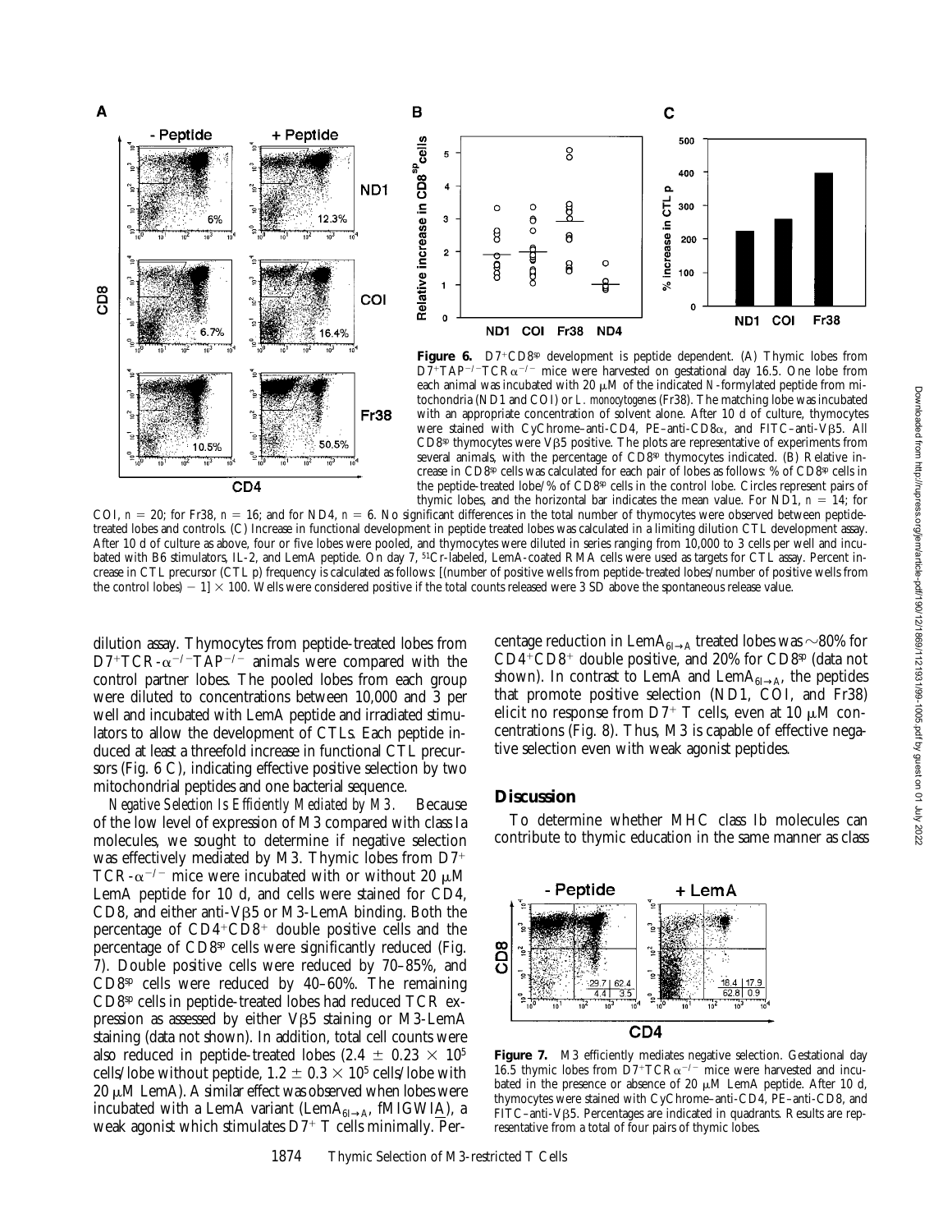**Figure 6.** D7+CD8[sp] development is peptide dependent. (A) Thymic lobes from D7+TAP$^{-/-}$TCRα$^{-/-}$ mice were harvested on gestational day 16.5. One lobe from each animal was incubated with 20 μM of the indicated *N*-formylated peptide from mitochondria (ND1 and COI) or *L. monocytogenes* (Fr38). The matching lobe was incubated with an appropriate concentration of solvent alone. After 10 d of culture, thymocytes were stained with CyChrome–anti-CD4, PE–anti-CD8α, and FITC–anti-Vβ5. All CD8[sp] thymocytes were Vβ5 positive. The plots are representative of experiments from several animals, with the percentage of CD8[sp] thymocytes indicated. (B) Relative increase in CD8[sp] cells was calculated for each pair of lobes as follows: % of CD8[sp] cells in the peptide-treated lobe/% of CD8[sp] cells in the control lobe. Circles represent pairs of thymic lobes, and the horizontal bar indicates the mean value. For ND1, *n* = 14; for COI, *n* = 20; for Fr38, *n* = 16; and for ND4, *n* = 6. No significant differences in the total number of thymocytes were observed between peptide-treated lobes and controls. (C) Increase in functional development in peptide treated lobes was calculated in a limiting dilution CTL development assay. After 10 d of culture as above, four or five lobes were pooled, and thymocytes were diluted in series ranging from 10,000 to 3 cells per well and incubated with B6 stimulators, IL-2, and LemA peptide. On day 7, $^{51}$Cr-labeled, LemA-coated RMA cells were used as targets for CTL assay. Percent increase in CTL precursor (CTL p) frequency is calculated as follows: [(number of positive wells from peptide-treated lobes/number of positive wells from the control lobes) − 1] × 100. Wells were considered positive if the total counts released were 3 SD above the spontaneous release value.

dilution assay. Thymocytes from peptide-treated lobes from D7+TCR-α$^{-/-}$TAP$^{-/-}$ animals were compared with the control partner lobes. The pooled lobes from each group were diluted to concentrations between 10,000 and 3 per well and incubated with LemA peptide and irradiated stimulators to allow the development of CTLs. Each peptide induced at least a threefold increase in functional CTL precursors (Fig. 6 C), indicating effective positive selection by two mitochondrial peptides and one bacterial sequence.

*Negative Selection Is Efficiently Mediated by M3.* Because of the low level of expression of M3 compared with class Ia molecules, we sought to determine if negative selection was effectively mediated by M3. Thymic lobes from D7+TCR-α$^{-/-}$ mice were incubated with or without 20 μM LemA peptide for 10 d, and cells were stained for CD4, CD8, and either anti-Vβ5 or M3-LemA binding. Both the percentage of CD4+CD8+ double positive cells and the percentage of CD8[sp] cells were significantly reduced (Fig. 7). Double positive cells were reduced by 70–85%, and CD8[sp] cells were reduced by 40–60%. The remaining CD8[sp] cells in peptide-treated lobes had reduced TCR expression as assessed by either Vβ5 staining or M3-LemA staining (data not shown). In addition, total cell counts were also reduced in peptide-treated lobes (2.4 ± 0.23 × $10^5$ cells/lobe without peptide, 1.2 ± 0.3 × $10^5$ cells/lobe with 20 μM LemA). A similar effect was observed when lobes were incubated with a LemA variant (LemA$_{6I\rightarrow A}$, fMIGWIA), a weak agonist which stimulates D7+ T cells minimally. Percentage reduction in LemA$_{6I\rightarrow A}$ treated lobes was ~80% for CD4+CD8+ double positive, and 20% for CD8[sp] (data not shown). In contrast to LemA and LemA$_{6I\rightarrow A}$, the peptides that promote positive selection (ND1, COI, and Fr38) elicit no response from D7+ T cells, even at 10 μM concentrations (Fig. 8). Thus, M3 is capable of effective negative selection even with weak agonist peptides.

## Discussion

To determine whether MHC class Ib molecules can contribute to thymic education in the same manner as class

**Figure 7.** M3 efficiently mediates negative selection. Gestational day 16.5 thymic lobes from D7+TCRα$^{-/-}$ mice were harvested and incubated in the presence or absence of 20 μM LemA peptide. After 10 d, thymocytes were stained with CyChrome–anti-CD4, PE–anti-CD8, and FITC–anti-Vβ5. Percentages are indicated in quadrants. Results are representative from a total of four pairs of thymic lobes.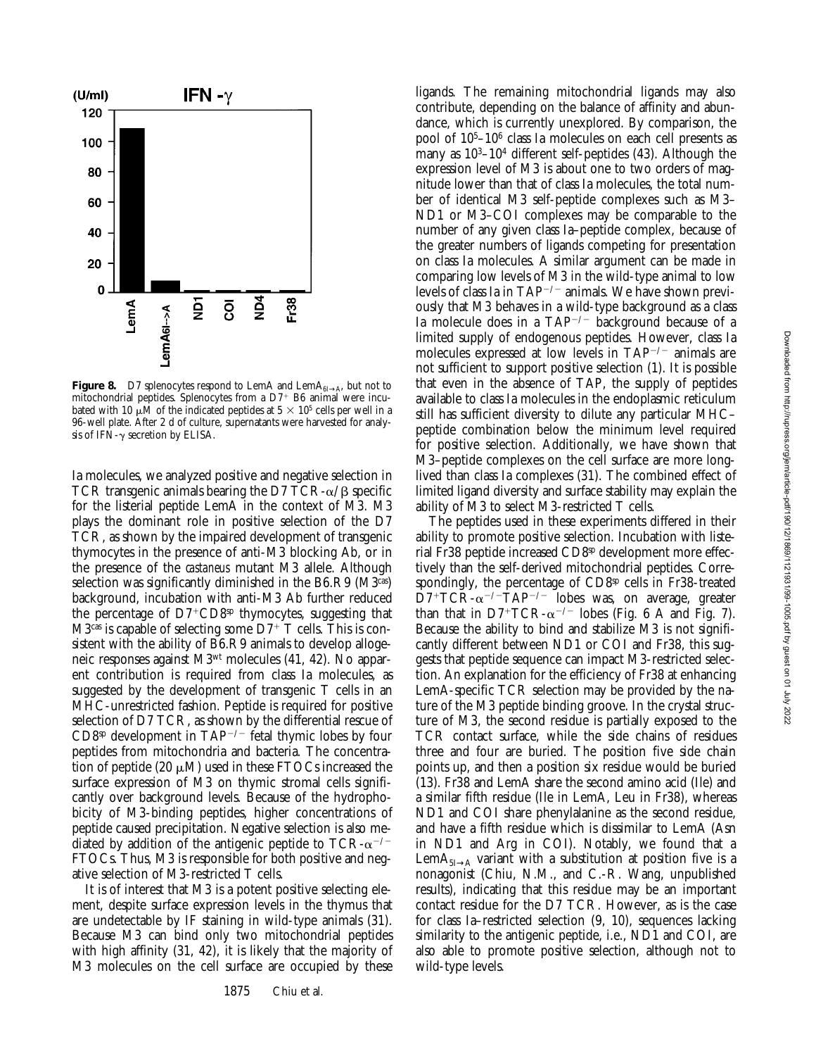**Figure 8.** D7 splenocytes respond to LemA and $LemA_{6I\rightarrow A}$, but not to mitochondrial peptides. Splenocytes from a $D7^+$ B6 animal were incubated with 10 μM of the indicated peptides at $5 \times 10^5$ cells per well in a 96-well plate. After 2 d of culture, supernatants were harvested for analysis of IFN-γ secretion by ELISA.

Ia molecules, we analyzed positive and negative selection in TCR transgenic animals bearing the D7 TCR-α/β specific for the listerial peptide LemA in the context of M3. M3 plays the dominant role in positive selection of the D7 TCR, as shown by the impaired development of transgenic thymocytes in the presence of anti-M3 blocking Ab, or in the presence of the *castaneus* mutant M3 allele. Although selection was significantly diminished in the B6.R9 ($M3^{cas}$) background, incubation with anti-M3 Ab further reduced the percentage of $D7^+CD8^{sp}$ thymocytes, suggesting that $M3^{cas}$ is capable of selecting some $D7^+$ T cells. This is consistent with the ability of B6.R9 animals to develop allogeneic responses against $M3^{wt}$ molecules (41, 42). No apparent contribution is required from class Ia molecules, as suggested by the development of transgenic T cells in an MHC-unrestricted fashion. Peptide is required for positive selection of D7 TCR, as shown by the differential rescue of $CD8^{sp}$ development in $TAP^{-/-}$ fetal thymic lobes by four peptides from mitochondria and bacteria. The concentration of peptide (20 μM) used in these FTOCs increased the surface expression of M3 on thymic stromal cells significantly over background levels. Because of the hydrophobicity of M3-binding peptides, higher concentrations of peptide caused precipitation. Negative selection is also mediated by addition of the antigenic peptide to TCR-$\alpha^{-/-}$ FTOCs. Thus, M3 is responsible for both positive and negative selection of M3-restricted T cells.

It is of interest that M3 is a potent positive selecting element, despite surface expression levels in the thymus that are undetectable by IF staining in wild-type animals (31). Because M3 can bind only two mitochondrial peptides with high affinity (31, 42), it is likely that the majority of M3 molecules on the cell surface are occupied by these ligands. The remaining mitochondrial ligands may also contribute, depending on the balance of affinity and abundance, which is currently unexplored. By comparison, the pool of $10^5$–$10^6$ class Ia molecules on each cell presents as many as $10^3$–$10^4$ different self-peptides (43). Although the expression level of M3 is about one to two orders of magnitude lower than that of class Ia molecules, the total number of identical M3 self-peptide complexes such as M3–ND1 or M3–COI complexes may be comparable to the number of any given class Ia–peptide complex, because of the greater numbers of ligands competing for presentation on class Ia molecules. A similar argument can be made in comparing low levels of M3 in the wild-type animal to low levels of class Ia in $TAP^{-/-}$ animals. We have shown previously that M3 behaves in a wild-type background as a class Ia molecule does in a $TAP^{-/-}$ background because of a limited supply of endogenous peptides. However, class Ia molecules expressed at low levels in $TAP^{-/-}$ animals are not sufficient to support positive selection (1). It is possible that even in the absence of TAP, the supply of peptides available to class Ia molecules in the endoplasmic reticulum still has sufficient diversity to dilute any particular MHC–peptide combination below the minimum level required for positive selection. Additionally, we have shown that M3–peptide complexes on the cell surface are more long-lived than class Ia complexes (31). The combined effect of limited ligand diversity and surface stability may explain the ability of M3 to select M3-restricted T cells.

The peptides used in these experiments differed in their ability to promote positive selection. Incubation with listerial Fr38 peptide increased $CD8^{sp}$ development more effectively than the self-derived mitochondrial peptides. Correspondingly, the percentage of $CD8^{sp}$ cells in Fr38-treated $D7^+$TCR-$\alpha^{-/-}TAP^{-/-}$ lobes was, on average, greater than that in $D7^+$TCR-$\alpha^{-/-}$ lobes (Fig. 6 A and Fig. 7). Because the ability to bind and stabilize M3 is not significantly different between ND1 or COI and Fr38, this suggests that peptide sequence can impact M3-restricted selection. An explanation for the efficiency of Fr38 at enhancing LemA-specific TCR selection may be provided by the nature of the M3 peptide binding groove. In the crystal structure of M3, the second residue is partially exposed to the TCR contact surface, while the side chains of residues three and four are buried. The position five side chain points up, and then a position six residue would be buried (13). Fr38 and LemA share the second amino acid (Ile) and a similar fifth residue (Ile in LemA, Leu in Fr38), whereas ND1 and COI share phenylalanine as the second residue, and have a fifth residue which is dissimilar to LemA (Asn in ND1 and Arg in COI). Notably, we found that a $LemA_{5I\rightarrow A}$ variant with a substitution at position five is a nonagonist (Chiu, N.M., and C.-R. Wang, unpublished results), indicating that this residue may be an important contact residue for the D7 TCR. However, as is the case for class Ia–restricted selection (9, 10), sequences lacking similarity to the antigenic peptide, i.e., ND1 and COI, are also able to promote positive selection, although not to wild-type levels.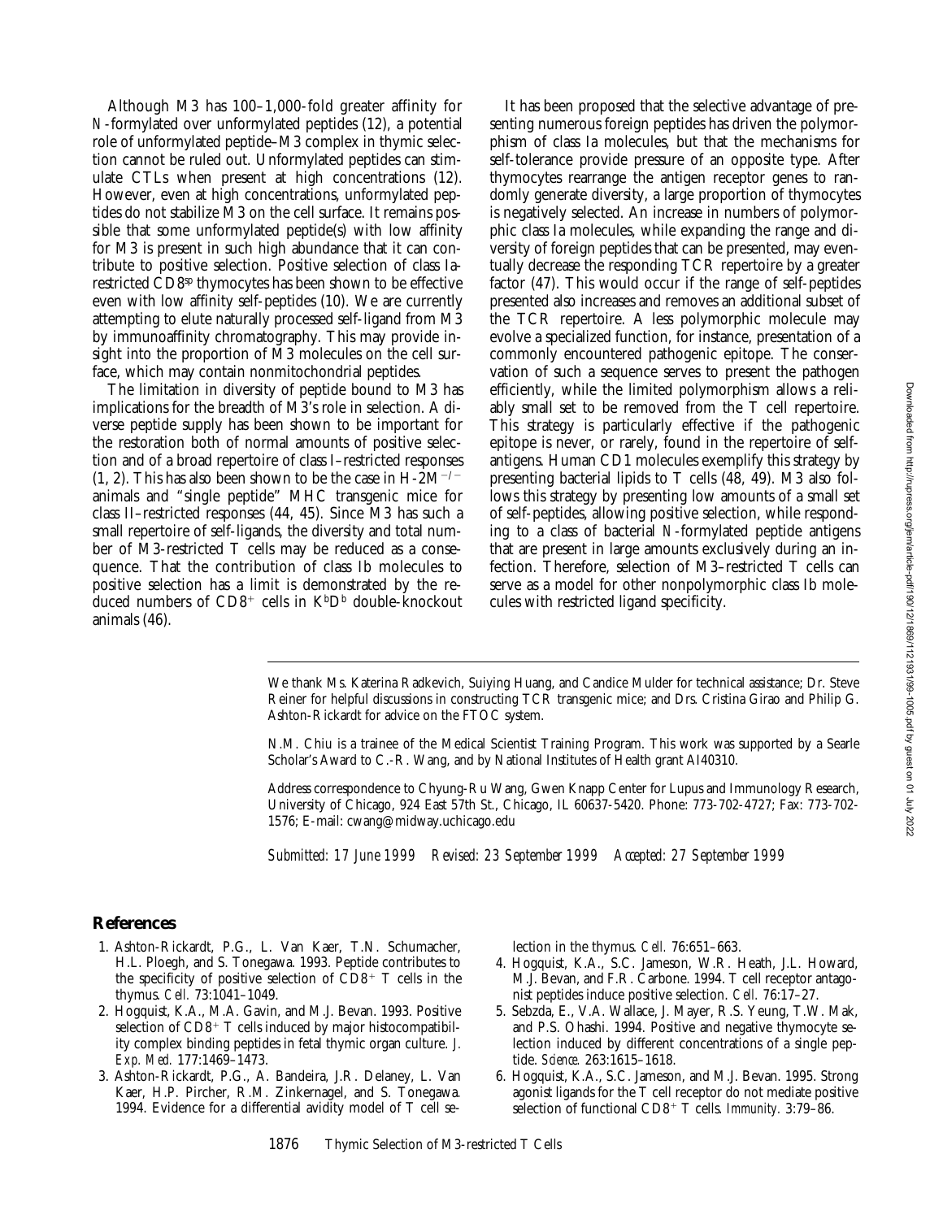Although M3 has 100–1,000-fold greater affinity for *N*-formylated over unformylated peptides (12), a potential role of unformylated peptide–M3 complex in thymic selection cannot be ruled out. Unformylated peptides can stimulate CTLs when present at high concentrations (12). However, even at high concentrations, unformylated peptides do not stabilize M3 on the cell surface. It remains possible that some unformylated peptide(s) with low affinity for M3 is present in such high abundance that it can contribute to positive selection. Positive selection of class Ia-restricted $CD8^{sp}$ thymocytes has been shown to be effective even with low affinity self-peptides (10). We are currently attempting to elute naturally processed self-ligand from M3 by immunoaffinity chromatography. This may provide insight into the proportion of M3 molecules on the cell surface, which may contain nonmitochondrial peptides.

The limitation in diversity of peptide bound to M3 has implications for the breadth of M3's role in selection. A diverse peptide supply has been shown to be important for the restoration both of normal amounts of positive selection and of a broad repertoire of class I–restricted responses (1, 2). This has also been shown to be the case in H-$2M^{-/-}$ animals and "single peptide" MHC transgenic mice for class II–restricted responses (44, 45). Since M3 has such a small repertoire of self-ligands, the diversity and total number of M3-restricted T cells may be reduced as a consequence. That the contribution of class Ib molecules to positive selection has a limit is demonstrated by the reduced numbers of $CD8^+$ cells in $K^bD^b$ double-knockout animals (46).

It has been proposed that the selective advantage of presenting numerous foreign peptides has driven the polymorphism of class Ia molecules, but that the mechanisms for self-tolerance provide pressure of an opposite type. After thymocytes rearrange the antigen receptor genes to randomly generate diversity, a large proportion of thymocytes is negatively selected. An increase in numbers of polymorphic class Ia molecules, while expanding the range and diversity of foreign peptides that can be presented, may eventually decrease the responding TCR repertoire by a greater factor (47). This would occur if the range of self-peptides presented also increases and removes an additional subset of the TCR repertoire. A less polymorphic molecule may evolve a specialized function, for instance, presentation of a commonly encountered pathogenic epitope. The conservation of such a sequence serves to present the pathogen efficiently, while the limited polymorphism allows a reliably small set to be removed from the T cell repertoire. This strategy is particularly effective if the pathogenic epitope is never, or rarely, found in the repertoire of self-antigens. Human CD1 molecules exemplify this strategy by presenting bacterial lipids to T cells (48, 49). M3 also follows this strategy by presenting low amounts of a small set of self-peptides, allowing positive selection, while responding to a class of bacterial *N*-formylated peptide antigens that are present in large amounts exclusively during an infection. Therefore, selection of M3-restricted T cells can serve as a model for other nonpolymorphic class Ib molecules with restricted ligand specificity.

We thank Ms. Katerina Radkevich, Suiying Huang, and Candice Mulder for technical assistance; Dr. Steve Reiner for helpful discussions in constructing TCR transgenic mice; and Drs. Cristina Girao and Philip G. Ashton-Rickardt for advice on the FTOC system.

N.M. Chiu is a trainee of the Medical Scientist Training Program. This work was supported by a Searle Scholar's Award to C.-R. Wang, and by National Institutes of Health grant AI40310.

Address correspondence to Chyung-Ru Wang, Gwen Knapp Center for Lupus and Immunology Research, University of Chicago, 924 East 57th St., Chicago, IL 60637-5420. Phone: 773-702-4727; Fax: 773-702-1576; E-mail: cwang@midway.uchicago.edu

*Submitted: 17 June 1999 Revised: 23 September 1999 Accepted: 27 September 1999*

## References

1. Ashton-Rickardt, P.G., L. Van Kaer, T.N. Schumacher, H.L. Ploegh, and S. Tonegawa. 1993. Peptide contributes to the specificity of positive selection of $CD8^+$ T cells in the thymus. *Cell.* 73:1041–1049.
2. Hogquist, K.A., M.A. Gavin, and M.J. Bevan. 1993. Positive selection of $CD8^+$ T cells induced by major histocompatibility complex binding peptides in fetal thymic organ culture. *J. Exp. Med.* 177:1469–1473.
3. Ashton-Rickardt, P.G., A. Bandeira, J.R. Delaney, L. Van Kaer, H.P. Pircher, R.M. Zinkernagel, and S. Tonegawa. 1994. Evidence for a differential avidity model of T cell selection in the thymus. *Cell.* 76:651–663.
4. Hogquist, K.A., S.C. Jameson, W.R. Heath, J.L. Howard, M.J. Bevan, and F.R. Carbone. 1994. T cell receptor antagonist peptides induce positive selection. *Cell.* 76:17–27.
5. Sebzda, E., V.A. Wallace, J. Mayer, R.S. Yeung, T.W. Mak, and P.S. Ohashi. 1994. Positive and negative thymocyte selection induced by different concentrations of a single peptide. *Science.* 263:1615–1618.
6. Hogquist, K.A., S.C. Jameson, and M.J. Bevan. 1995. Strong agonist ligands for the T cell receptor do not mediate positive selection of functional $CD8^+$ T cells. *Immunity.* 3:79–86.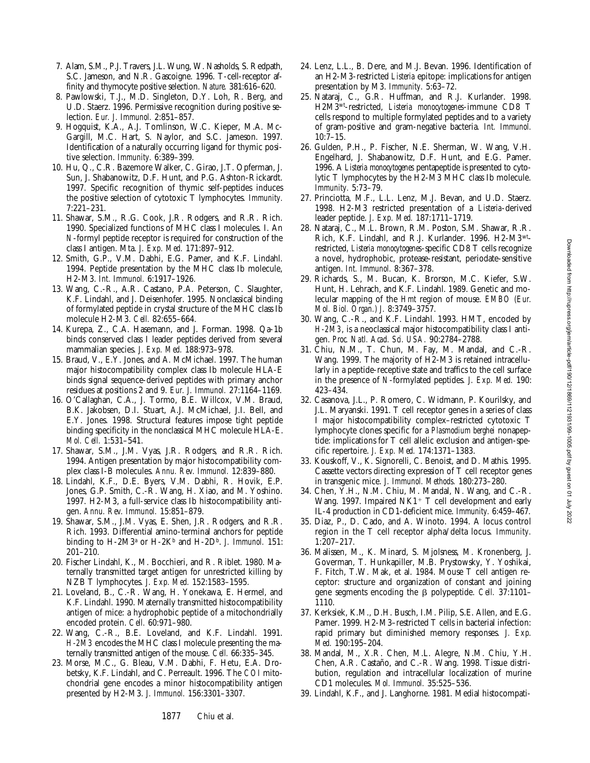7. Alam, S.M., P.J. Travers, J.L. Wung, W. Nasholds, S. Redpath, S.C. Jameson, and N.R. Gascoigne. 1996. T-cell-receptor affinity and thymocyte positive selection. *Nature.* 381:616–620.
8. Pawlowski, T.J., M.D. Singleton, D.Y. Loh, R. Berg, and U.D. Staerz. 1996. Permissive recognition during positive selection. *Eur. J. Immunol.* 2:851–857.
9. Hogquist, K.A., A.J. Tomlinson, W.C. Kieper, M.A. McGargill, M.C. Hart, S. Naylor, and S.C. Jameson. 1997. Identification of a naturally occurring ligand for thymic positive selection. *Immunity.* 6:389–399.
10. Hu, Q., C.R. Bazemore Walker, C. Girao, J.T. Opferman, J. Sun, J. Shabanowitz, D.F. Hunt, and P.G. Ashton-Rickardt. 1997. Specific recognition of thymic self-peptides induces the positive selection of cytotoxic T lymphocytes. *Immunity.* 7:221–231.
11. Shawar, S.M., R.G. Cook, J.R. Rodgers, and R.R. Rich. 1990. Specialized functions of MHC class I molecules. I. An *N*-formyl peptide receptor is required for construction of the class I antigen. Mta. *J. Exp. Med.* 171:897–912.
12. Smith, G.P., V.M. Dabhi, E.G. Pamer, and K.F. Lindahl. 1994. Peptide presentation by the MHC class Ib molecule, H2-M3. *Int. Immunol.* 6:1917–1926.
13. Wang, C.-R., A.R. Castano, P.A. Peterson, C. Slaughter, K.F. Lindahl, and J. Deisenhofer. 1995. Nonclassical binding of formylated peptide in crystal structure of the MHC class Ib molecule H2-M3. *Cell.* 82:655–664.
14. Kurepa, Z., C.A. Hasemann, and J. Forman. 1998. Qa-1b binds conserved class I leader peptides derived from several mammalian species. *J. Exp. Med.* 188:973–978.
15. Braud, V., E.Y. Jones, and A. McMichael. 1997. The human major histocompatibility complex class Ib molecule HLA-E binds signal sequence-derived peptides with primary anchor residues at positions 2 and 9. *Eur. J. Immunol.* 27:1164–1169.
16. O'Callaghan, C.A., J. Tormo, B.E. Willcox, V.M. Braud, B.K. Jakobsen, D.I. Stuart, A.J. McMichael, J.I. Bell, and E.Y. Jones. 1998. Structural features impose tight peptide binding specificity in the nonclassical MHC molecule HLA-E. *Mol. Cell.* 1:531–541.
17. Shawar, S.M., J.M. Vyas, J.R. Rodgers, and R.R. Rich. 1994. Antigen presentation by major histocompatibility complex class I-B molecules. *Annu. Rev. Immunol.* 12:839–880.
18. Lindahl, K.F., D.E. Byers, V.M. Dabhi, R. Hovik, E.P. Jones, G.P. Smith, C.-R. Wang, H. Xiao, and M. Yoshino. 1997. H2-M3, a full-service class Ib histocompatibility antigen. *Annu. Rev. Immunol.* 15:851–879.
19. Shawar, S.M., J.M. Vyas, E. Shen, J.R. Rodgers, and R.R. Rich. 1993. Differential amino-terminal anchors for peptide binding to H-2M3$^{a}$ or H-2K$^{b}$ and H-2D$^{b}$. *J. Immunol.* 151: 201–210.
20. Fischer Lindahl, K., M. Bocchieri, and R. Riblet. 1980. Maternally transmitted target antigen for unrestricted killing by NZB T lymphocytes. *J. Exp. Med.* 152:1583–1595.
21. Loveland, B., C.-R. Wang, H. Yonekawa, E. Hermel, and K.F. Lindahl. 1990. Maternally transmitted histocompatibility antigen of mice: a hydrophobic peptide of a mitochondrially encoded protein. *Cell.* 60:971–980.
22. Wang, C.-R., B.E. Loveland, and K.F. Lindahl. 1991. *H-2M3* encodes the MHC class I molecule presenting the maternally transmitted antigen of the mouse. *Cell.* 66:335–345.
23. Morse, M.C., G. Bleau, V.M. Dabhi, F. Hetu, E.A. Drobetsky, K.F. Lindahl, and C. Perreault. 1996. The *COI* mitochondrial gene encodes a minor histocompatibility antigen presented by H2-M3. *J. Immunol.* 156:3301–3307.
24. Lenz, L.L., B. Dere, and M.J. Bevan. 1996. Identification of an H2-M3-restricted *Listeria* epitope: implications for antigen presentation by M3. *Immunity.* 5:63–72.
25. Nataraj, C., G.R. Huffman, and R.J. Kurlander. 1998. H2M3$^{wt}$-restricted, *Listeria monocytogenes*-immune CD8 T cells respond to multiple formylated peptides and to a variety of gram-positive and gram-negative bacteria. *Int. Immunol.* 10:7–15.
26. Gulden, P.H., P. Fischer, N.E. Sherman, W. Wang, V.H. Engelhard, J. Shabanowitz, D.F. Hunt, and E.G. Pamer. 1996. A *Listeria monocytogenes* pentapeptide is presented to cytolytic T lymphocytes by the H2-M3 MHC class Ib molecule. *Immunity.* 5:73–79.
27. Princiotta, M.F., L.L. Lenz, M.J. Bevan, and U.D. Staerz. 1998. H2-M3 restricted presentation of a *Listeria*-derived leader peptide. *J. Exp. Med.* 187:1711–1719.
28. Nataraj, C., M.L. Brown, R.M. Poston, S.M. Shawar, R.R. Rich, K.F. Lindahl, and R.J. Kurlander. 1996. H2-M3$^{wt}$-restricted, *Listeria monocytogenes*-specific CD8 T cells recognize a novel, hydrophobic, protease-resistant, periodate-sensitive antigen. *Int. Immunol.* 8:367–378.
29. Richards, S., M. Bucan, K. Brorson, M.C. Kiefer, S.W. Hunt, H. Lehrach, and K.F. Lindahl. 1989. Genetic and molecular mapping of the *Hmt* region of mouse. *EMBO (Eur. Mol. Biol. Organ.) J.* 8:3749–3757.
30. Wang, C.-R., and K.F. Lindahl. 1993. HMT, encoded by *H-2M3*, is a neoclassical major histocompatibility class I antigen. *Proc. Natl. Acad. Sci. USA.* 90:2784–2788.
31. Chiu, N.M., T. Chun, M. Fay, M. Mandal, and C.-R. Wang. 1999. The majority of H2-M3 is retained intracellularly in a peptide-receptive state and traffics to the cell surface in the presence of *N*-formylated peptides. *J. Exp. Med.* 190: 423–434.
32. Casanova, J.L., P. Romero, C. Widmann, P. Kourilsky, and J.L. Maryanski. 1991. T cell receptor genes in a series of class I major histocompatibility complex–restricted cytotoxic T lymphocyte clones specific for a *Plasmodium berghei* nonapeptide: implications for T cell allelic exclusion and antigen-specific repertoire. *J. Exp. Med.* 174:1371–1383.
33. Kouskoff, V., K. Signorelli, C. Benoist, and D. Mathis. 1995. Cassette vectors directing expression of T cell receptor genes in transgenic mice. *J. Immunol. Methods.* 180:273–280.
34. Chen, Y.H., N.M. Chiu, M. Mandal, N. Wang, and C.-R. Wang. 1997. Impaired NK1$^{+}$ T cell development and early IL-4 production in CD1-deficient mice. *Immunity.* 6:459–467.
35. Diaz, P., D. Cado, and A. Winoto. 1994. A locus control region in the T cell receptor alpha/delta locus. *Immunity.* 1:207–217.
36. Malissen, M., K. Minard, S. Mjolsness, M. Kronenberg, J. Goverman, T. Hunkapiller, M.B. Prystowsky, Y. Yoshikai, F. Fitch, T.W. Mak, et al. 1984. Mouse T cell antigen receptor: structure and organization of constant and joining gene segments encoding the β polypeptide. *Cell.* 37:1101–1110.
37. Kerksiek, K.M., D.H. Busch, I.M. Pilip, S.E. Allen, and E.G. Pamer. 1999. H2-M3–restricted T cells in bacterial infection: rapid primary but diminished memory responses. *J. Exp. Med.* 190:195–204.
38. Mandal, M., X.R. Chen, M.L. Alegre, N.M. Chiu, Y.H. Chen, A.R. Castaño, and C.-R. Wang. 1998. Tissue distribution, regulation and intracellular localization of murine CD1 molecules. *Mol. Immunol.* 35:525–536.
39. Lindahl, K.F., and J. Langhorne. 1981. Medial histocompati-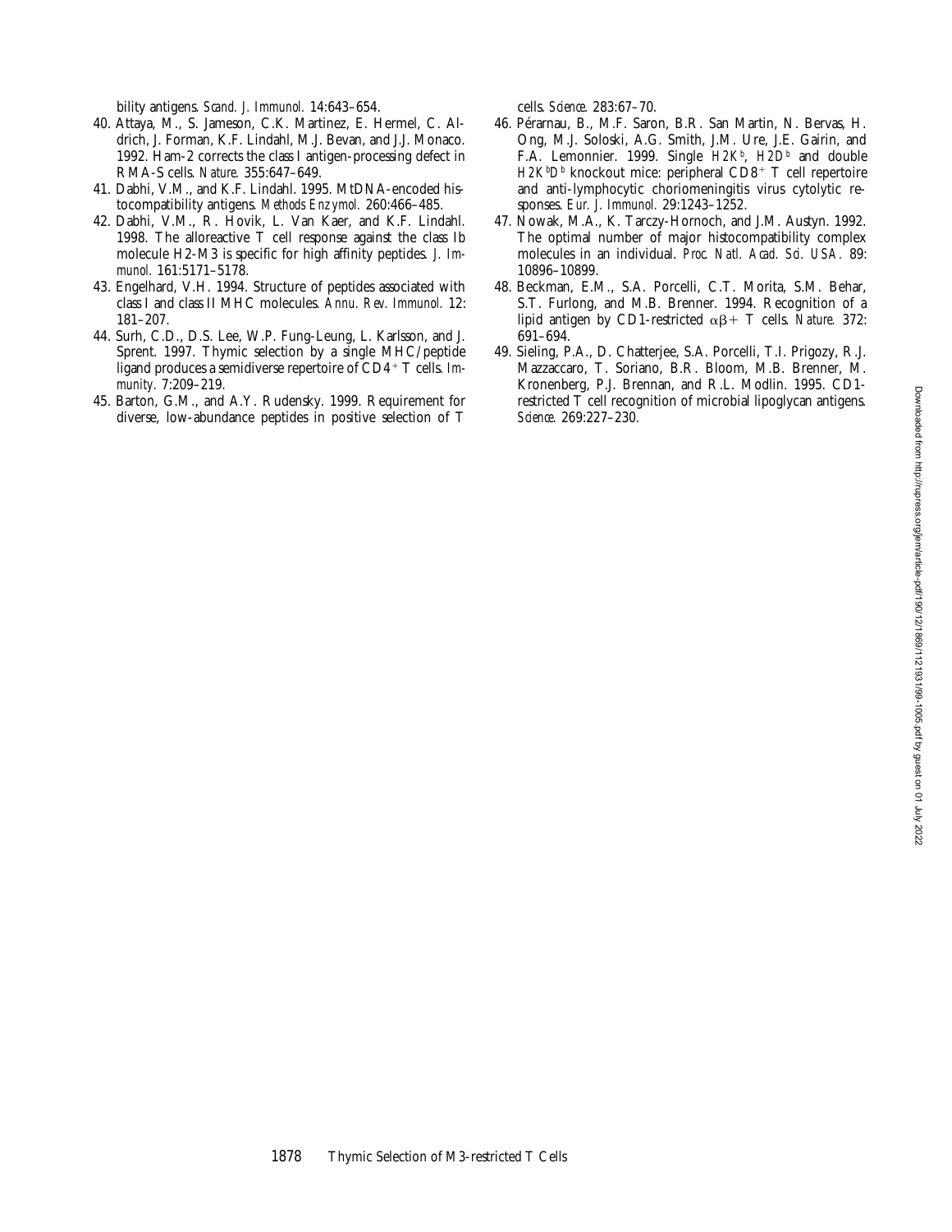bility antigens. *Scand. J. Immunol.* 14:643–654.

40. Attaya, M., S. Jameson, C.K. Martinez, E. Hermel, C. Aldrich, J. Forman, K.F. Lindahl, M.J. Bevan, and J.J. Monaco. 1992. Ham-2 corrects the class I antigen-processing defect in RMA-S cells. *Nature.* 355:647–649.
41. Dabhi, V.M., and K.F. Lindahl. 1995. MtDNA-encoded histocompatibility antigens. *Methods Enzymol.* 260:466–485.
42. Dabhi, V.M., R. Hovik, L. Van Kaer, and K.F. Lindahl. 1998. The alloreactive T cell response against the class Ib molecule H2-M3 is specific for high affinity peptides. *J. Immunol.* 161:5171–5178.
43. Engelhard, V.H. 1994. Structure of peptides associated with class I and class II MHC molecules. *Annu. Rev. Immunol.* 12: 181–207.
44. Surh, C.D., D.S. Lee, W.P. Fung-Leung, L. Karlsson, and J. Sprent. 1997. Thymic selection by a single MHC/peptide ligand produces a semidiverse repertoire of $CD4^+$ T cells. *Immunity.* 7:209–219.
45. Barton, G.M., and A.Y. Rudensky. 1999. Requirement for diverse, low-abundance peptides in positive selection of T cells. *Science.* 283:67–70.
46. Pérarnau, B., M.F. Saron, B.R. San Martin, N. Bervas, H. Ong, M.J. Soloski, A.G. Smith, J.M. Ure, J.E. Gairin, and F.A. Lemonnier. 1999. Single $H2K^b$, $H2D^b$ and double $H2K^bD^b$ knockout mice: peripheral $CD8^+$ T cell repertoire and anti-lymphocytic choriomeningitis virus cytolytic responses. *Eur. J. Immunol.* 29:1243–1252.
47. Nowak, M.A., K. Tarczy-Hornoch, and J.M. Austyn. 1992. The optimal number of major histocompatibility complex molecules in an individual. *Proc. Natl. Acad. Sci. USA.* 89: 10896–10899.
48. Beckman, E.M., S.A. Porcelli, C.T. Morita, S.M. Behar, S.T. Furlong, and M.B. Brenner. 1994. Recognition of a lipid antigen by CD1-restricted $\alpha\beta+$ T cells. *Nature.* 372: 691–694.
49. Sieling, P.A., D. Chatterjee, S.A. Porcelli, T.I. Prigozy, R.J. Mazzaccaro, T. Soriano, B.R. Bloom, M.B. Brenner, M. Kronenberg, P.J. Brennan, and R.L. Modlin. 1995. CD1-restricted T cell recognition of microbial lipoglycan antigens. *Science.* 269:227–230.